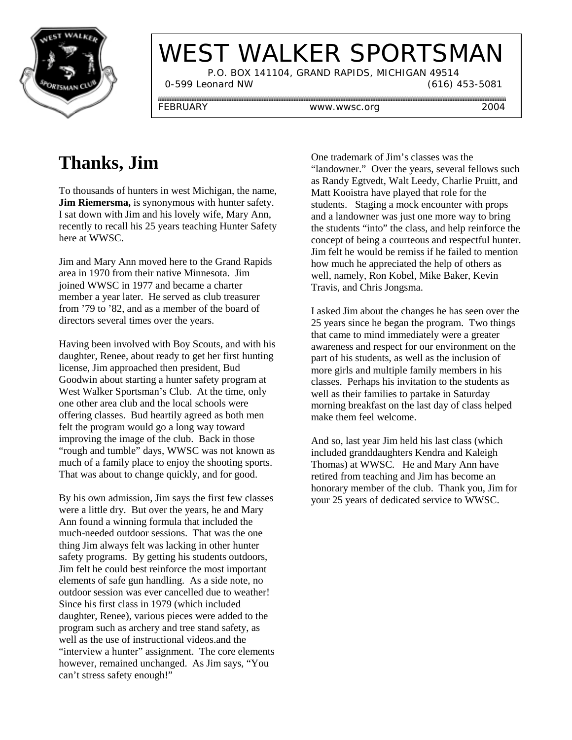# WEST WALKER SPORTSMAN

P.O. BOX 141104, GRAND RAPIDS, MICHIGAN 49514

0-599 Leonard NW (616) 453-5081

FEBRUARY www.wwsc.org 2004

## Thanks, Jim

To thousands of hunters in west Michigan, the name, **Jim Riemersma,** is synonymous with hunter safety. I sat down with Jim and his lovely wife, Mary Ann, recently to recall his 25 years teaching Hunter Safety here at WWSC.

Jim and Mary Ann moved here to the Grand Rapids area in 1970 from their native Minnesota. Jim joined WWSC in 1977 and became a charter member a year later. He served as club treasurer from '79 to '82, and as a member of the board of directors several times over the years.

Having been involved with Boy Scouts, and with his daughter, Renee, about ready to get her first hunting license, Jim approached then president, Bud Goodwin about starting a hunter safety program at West Walker Sportsman's Club. At the time, only one other area club and the local schools were offering classes. Bud heartily agreed as both men felt the program would go a long way toward improving the image of the club. Back in those "rough and tumble" days, WWSC was not known as much of a family place to enjoy the shooting sports. That was about to change quickly, and for good.

By his own admission, Jim says the first few classes were a little dry. But over the years, he and Mary Ann found a winning formula that included the much-needed outdoor sessions. That was the one thing Jim always felt was lacking in other hunter safety programs. By getting his students outdoors, Jim felt he could best reinforce the most important elements of safe gun handling. As a side note, no outdoor session was ever cancelled due to weather! Since his first class in 1979 (which included daughter, Renee), various pieces were added to the program such as archery and tree stand safety, as well as the use of instructional videos.and the "interview a hunter" assignment. The core elements however, remained unchanged. As Jim says, "You can't stress safety enough!"

One trademark of Jim's classes was the "landowner." Over the years, several fellows such as Randy Egtvedt, Walt Leedy, Charlie Pruitt, and Matt Kooistra have played that role for the students. Staging a mock encounter with props and a landowner was just one more way to bring the students "into" the class, and help reinforce the concept of being a courteous and respectful hunter. Jim felt he would be remiss if he failed to mention how much he appreciated the help of others as well, namely, Ron Kobel, Mike Baker, Kevin Travis, and Chris Jongsma.

I asked Jim about the changes he has seen over the 25 years since he began the program. Two things that came to mind immediately were a greater awareness and respect for our environment on the part of his students, as well as the inclusion of more girls and multiple family members in his classes. Perhaps his invitation to the students as well as their families to partake in Saturday morning breakfast on the last day of class helped make them feel welcome.

And so, last year Jim held his last class (which included granddaughters Kendra and Kaleigh Thomas) at WWSC. He and Mary Ann have retired from teaching and Jim has become an honorary member of the club. Thank you, Jim for your 25 years of dedicated service to WWSC.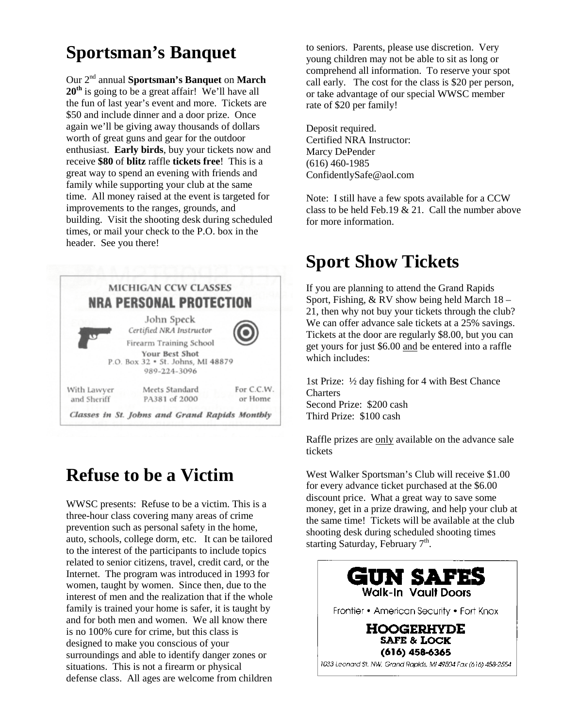## Sportsman's Banquet

Our 2nd annual **Sportsman's Banquet** on **March 20th** is going to be a great affair! We'll have all the fun of last year's event and more. Tickets are $50 and include dinner and a door prize. Once again we'll be giving away thousands of dollars worth of great guns and gear for the outdoor enthusiast. **Early birds**, buy your tickets now and receive **$80** of **blitz** raffle **tickets free**! This is a great way to spend an evening with friends and family while supporting your club at the same time. All money raised at the event is targeted for improvements to the ranges, grounds, and building. Visit the shooting desk during scheduled times, or mail your check to the P.O. box in the header. See you there!

MICHIGAN CCW CLASSES
**NRA PERSONAL PROTECTION**

John Speck
*Certified NRA Instructor*
Firearm Training School
**Your Best Shot**
P.O. Box 32 • St. Johns, MI 48879
989-224-3096

With Lawyer and Sheriff — Meets Standard PA381 of 2000 — For C.C.W. or Home

***Classes in St. Johns and Grand Rapids Monthly***

## Refuse to be a Victim

WWSC presents: Refuse to be a victim. This is a three-hour class covering many areas of crime prevention such as personal safety in the home, auto, schools, college dorm, etc. It can be tailored to the interest of the participants to include topics related to senior citizens, travel, credit card, or the Internet. The program was introduced in 1993 for women, taught by women. Since then, due to the interest of men and the realization that if the whole family is trained your home is safer, it is taught by and for both men and women. We all know there is no 100% cure for crime, but this class is designed to make you conscious of your surroundings and able to identify danger zones or situations. This is not a firearm or physical defense class. All ages are welcome from children to seniors. Parents, please use discretion. Very young children may not be able to sit as long or comprehend all information. To reserve your spot call early. The cost for the class is $20 per person, or take advantage of our special WWSC member rate of $20 per family!

Deposit required.
Certified NRA Instructor:
Marcy DePender
(616) 460-1985
ConfidentlySafe@aol.com

Note: I still have a few spots available for a CCW class to be held Feb.19 & 21. Call the number above for more information.

## Sport Show Tickets

If you are planning to attend the Grand Rapids Sport, Fishing, & RV show being held March 18 – 21, then why not buy your tickets through the club? We can offer advance sale tickets at a 25% savings. Tickets at the door are regularly $8.00, but you can get yours for just $6.00 <u>and</u> be entered into a raffle which includes:

1st Prize: ½ day fishing for 4 with Best Chance Charters
Second Prize: $200 cash
Third Prize: $100 cash

Raffle prizes are <u>only</u> available on the advance sale tickets

West Walker Sportsman's Club will receive $1.00 for every advance ticket purchased at the $6.00 discount price. What a great way to save some money, get in a prize drawing, and help your club at the same time! Tickets will be available at the club shooting desk during scheduled shooting times starting Saturday, February 7th.

**GUN SAFES**
Walk-In Vault Doors

Frontier • American Security • Fort Knox

**HOOGERHYDE**
**SAFE & LOCK**
**(616) 458-6365**
1033 Leonard St. NW, Grand Rapids, MI 49504 Fax (616) 458-2554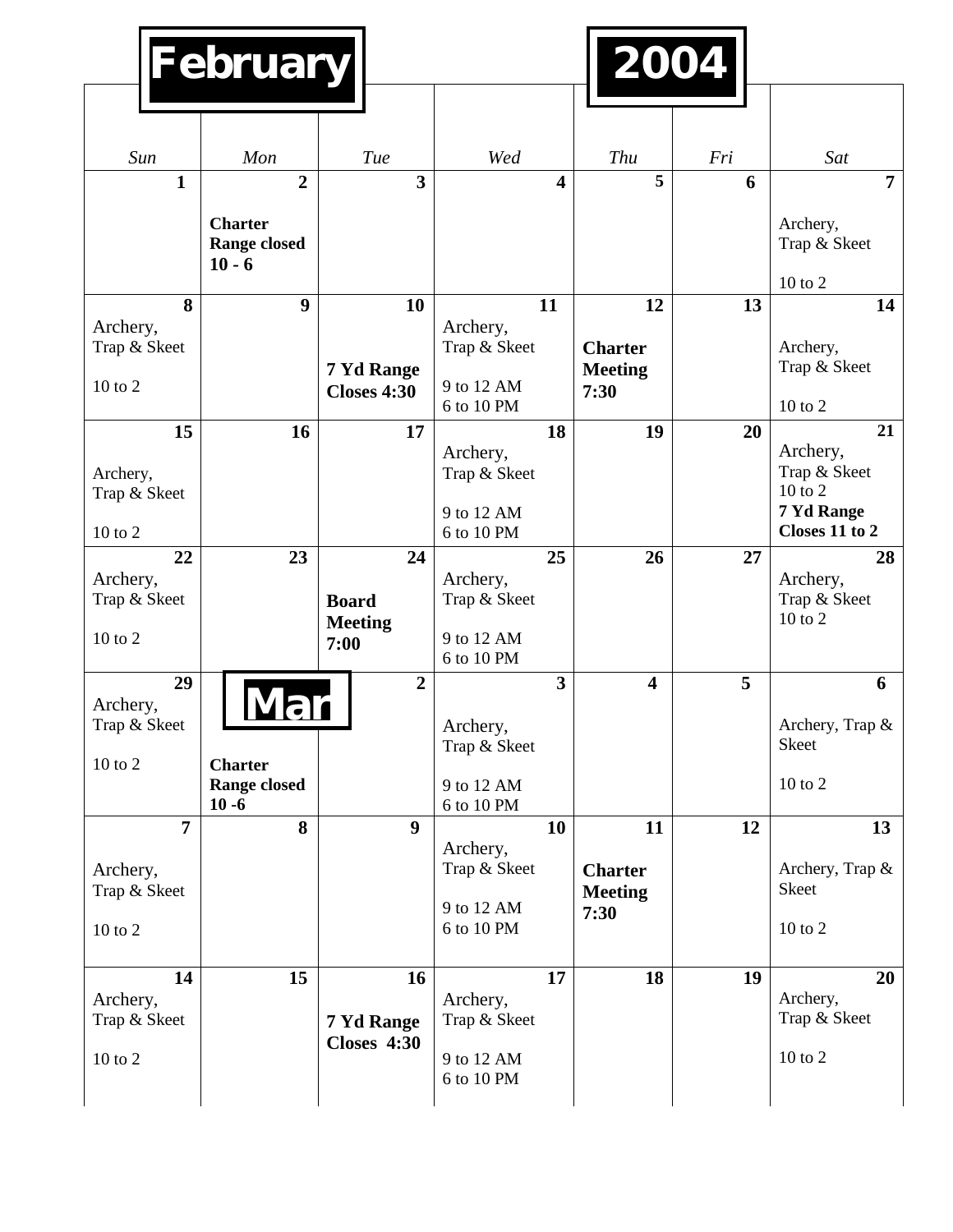# February 2004

| Sun | Mon | Tue | Wed | Thu | Fri | Sat |
|---|---|---|---|---|---|---|
| 1 | 2<br>**Charter Range closed 10 - 6** | 3 | 4 | 5 | 6 | 7<br>Archery, Trap & Skeet<br>10 to 2 |
| 8<br>Archery, Trap & Skeet<br>10 to 2 | 9 | 10<br>**7 Yd Range Closes 4:30** | 11<br>Archery, Trap & Skeet<br>9 to 12 AM<br>6 to 10 PM | 12<br>**Charter Meeting 7:30** | 13 | 14<br>Archery, Trap & Skeet<br>10 to 2 |
| 15<br>Archery, Trap & Skeet<br>10 to 2 | 16 | 17 | 18<br>Archery, Trap & Skeet<br>9 to 12 AM<br>6 to 10 PM | 19 | 20 | 21<br>Archery, Trap & Skeet<br>10 to 2<br>**7 Yd Range Closes 11 to 2** |
| 22<br>Archery, Trap & Skeet<br>10 to 2 | 23 | 24<br>**Board Meeting 7:00** | 25<br>Archery, Trap & Skeet<br>9 to 12 AM<br>6 to 10 PM | 26 | 27 | 28<br>Archery, Trap & Skeet<br>10 to 2 |
| 29<br>Archery, Trap & Skeet<br>10 to 2 | **Mar**<br>**Charter Range closed 10 -6** | 2 | 3<br>Archery, Trap & Skeet<br>9 to 12 AM<br>6 to 10 PM | 4 | 5 | 6<br>Archery, Trap & Skeet<br>10 to 2 |
| 7<br>Archery, Trap & Skeet<br>10 to 2 | 8 | 9 | 10<br>Archery, Trap & Skeet<br>9 to 12 AM<br>6 to 10 PM | 11<br>**Charter Meeting 7:30** | 12 | 13<br>Archery, Trap & Skeet<br>10 to 2 |
| 14<br>Archery, Trap & Skeet<br>10 to 2 | 15 | 16<br>**7 Yd Range Closes 4:30** | 17<br>Archery, Trap & Skeet<br>9 to 12 AM<br>6 to 10 PM | 18 | 19 | 20<br>Archery, Trap & Skeet<br>10 to 2 |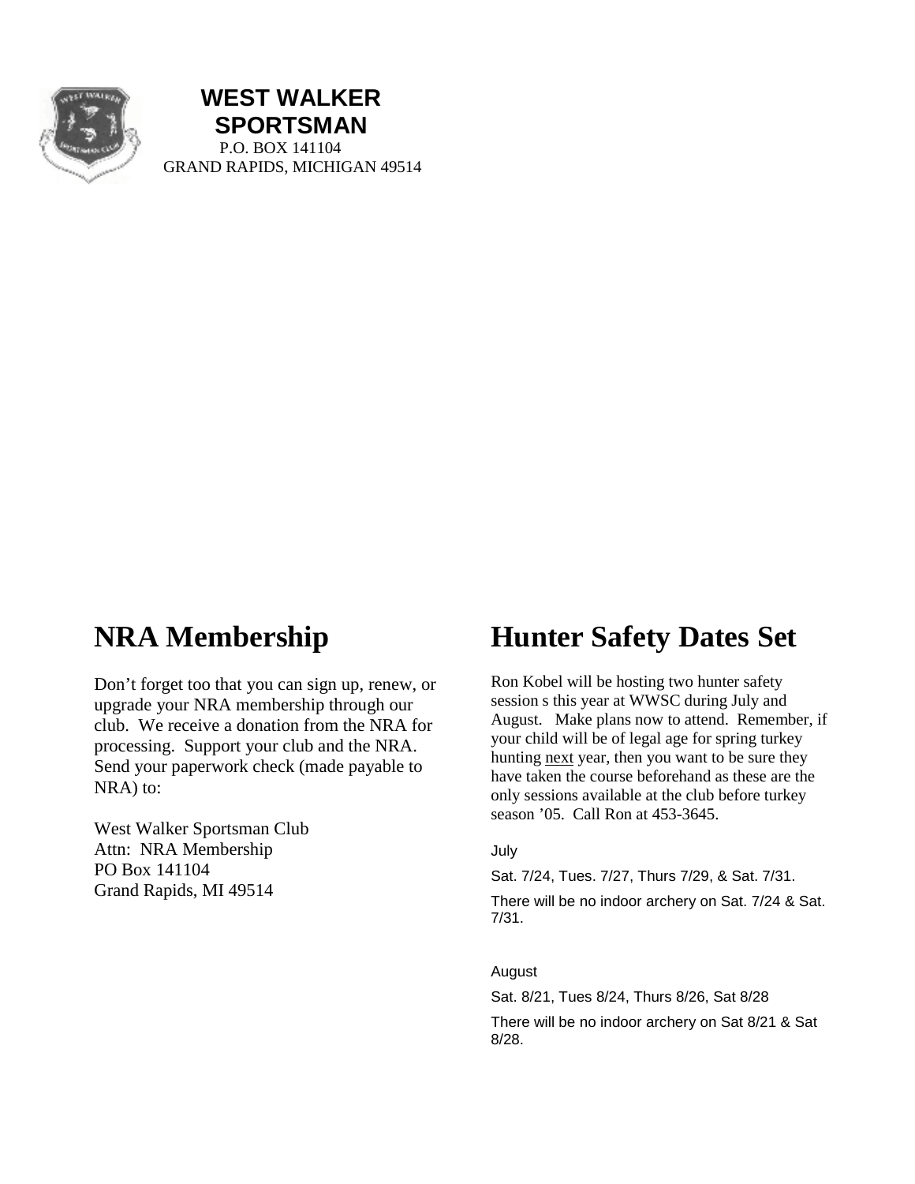**WEST WALKER SPORTSMAN**
P.O. BOX 141104
GRAND RAPIDS, MICHIGAN 49514

# NRA Membership

Don't forget too that you can sign up, renew, or upgrade your NRA membership through our club. We receive a donation from the NRA for processing. Support your club and the NRA. Send your paperwork check (made payable to NRA) to:

West Walker Sportsman Club
Attn: NRA Membership
PO Box 141104
Grand Rapids, MI 49514

# Hunter Safety Dates Set

Ron Kobel will be hosting two hunter safety session s this year at WWSC during July and August. Make plans now to attend. Remember, if your child will be of legal age for spring turkey hunting next year, then you want to be sure they have taken the course beforehand as these are the only sessions available at the club before turkey season '05. Call Ron at 453-3645.

July

Sat. 7/24, Tues. 7/27, Thurs 7/29, & Sat. 7/31.

There will be no indoor archery on Sat. 7/24 & Sat. 7/31.

August

Sat. 8/21, Tues 8/24, Thurs 8/26, Sat 8/28

There will be no indoor archery on Sat 8/21 & Sat 8/28.